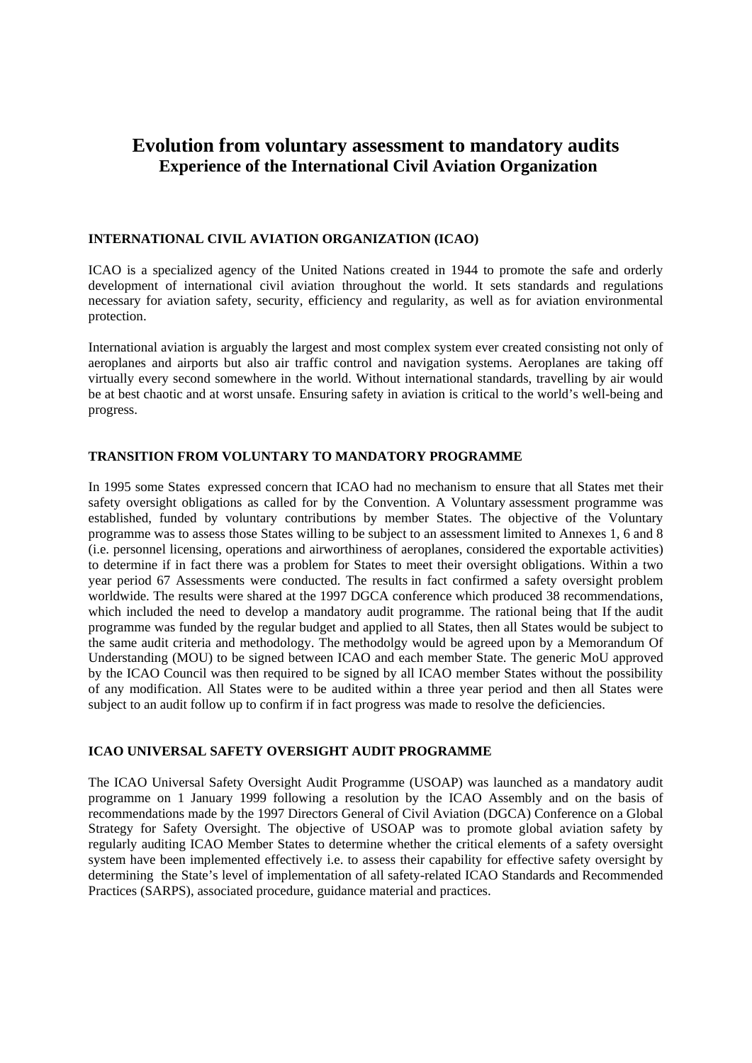# Evolution from voluntary assessment to mandatory audits
## Experience of the International Civil Aviation Organization

### INTERNATIONAL CIVIL AVIATION ORGANIZATION (ICAO)

ICAO is a specialized agency of the United Nations created in 1944 to promote the safe and orderly development of international civil aviation throughout the world. It sets standards and regulations necessary for aviation safety, security, efficiency and regularity, as well as for aviation environmental protection.

International aviation is arguably the largest and most complex system ever created consisting not only of aeroplanes and airports but also air traffic control and navigation systems. Aeroplanes are taking off virtually every second somewhere in the world. Without international standards, travelling by air would be at best chaotic and at worst unsafe. Ensuring safety in aviation is critical to the world's well-being and progress.

### TRANSITION FROM VOLUNTARY TO MANDATORY PROGRAMME

In 1995 some States expressed concern that ICAO had no mechanism to ensure that all States met their safety oversight obligations as called for by the Convention. A Voluntary assessment programme was established, funded by voluntary contributions by member States. The objective of the Voluntary programme was to assess those States willing to be subject to an assessment limited to Annexes 1, 6 and 8 (i.e. personnel licensing, operations and airworthiness of aeroplanes, considered the exportable activities) to determine if in fact there was a problem for States to meet their oversight obligations. Within a two year period 67 Assessments were conducted. The results in fact confirmed a safety oversight problem worldwide. The results were shared at the 1997 DGCA conference which produced 38 recommendations, which included the need to develop a mandatory audit programme. The rational being that If the audit programme was funded by the regular budget and applied to all States, then all States would be subject to the same audit criteria and methodology. The methodolgy would be agreed upon by a Memorandum Of Understanding (MOU) to be signed between ICAO and each member State. The generic MoU approved by the ICAO Council was then required to be signed by all ICAO member States without the possibility of any modification. All States were to be audited within a three year period and then all States were subject to an audit follow up to confirm if in fact progress was made to resolve the deficiencies.

### ICAO UNIVERSAL SAFETY OVERSIGHT AUDIT PROGRAMME

The ICAO Universal Safety Oversight Audit Programme (USOAP) was launched as a mandatory audit programme on 1 January 1999 following a resolution by the ICAO Assembly and on the basis of recommendations made by the 1997 Directors General of Civil Aviation (DGCA) Conference on a Global Strategy for Safety Oversight. The objective of USOAP was to promote global aviation safety by regularly auditing ICAO Member States to determine whether the critical elements of a safety oversight system have been implemented effectively i.e. to assess their capability for effective safety oversight by determining the State's level of implementation of all safety-related ICAO Standards and Recommended Practices (SARPS), associated procedure, guidance material and practices.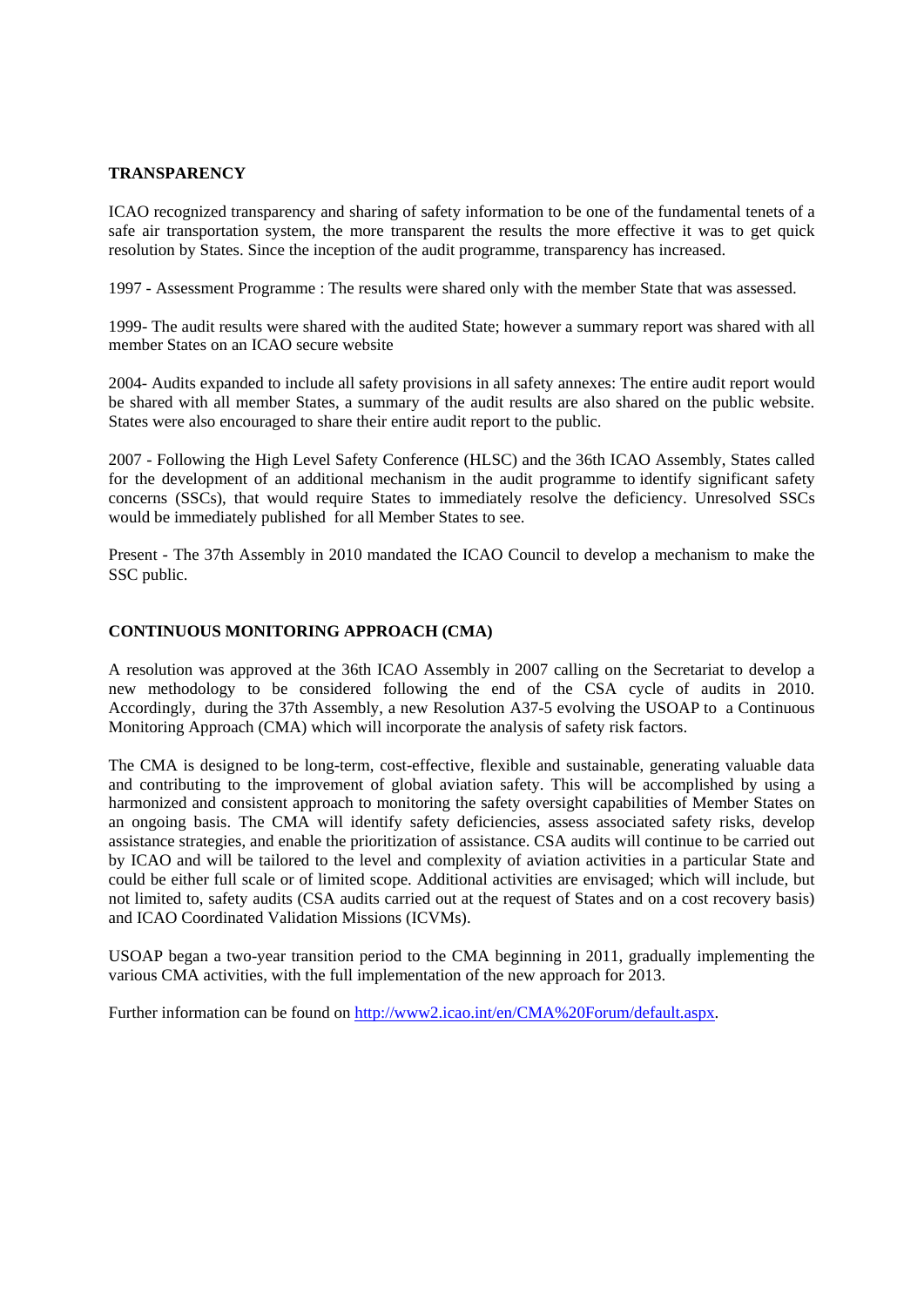**TRANSPARENCY**

ICAO recognized transparency and sharing of safety information to be one of the fundamental tenets of a safe air transportation system, the more transparent the results the more effective it was to get quick resolution by States. Since the inception of the audit programme, transparency has increased.

1997 - Assessment Programme : The results were shared only with the member State that was assessed.

1999- The audit results were shared with the audited State; however a summary report was shared with all member States on an ICAO secure website

2004- Audits expanded to include all safety provisions in all safety annexes: The entire audit report would be shared with all member States, a summary of the audit results are also shared on the public website. States were also encouraged to share their entire audit report to the public.

2007 - Following the High Level Safety Conference (HLSC) and the 36th ICAO Assembly, States called for the development of an additional mechanism in the audit programme to identify significant safety concerns (SSCs), that would require States to immediately resolve the deficiency. Unresolved SSCs would be immediately published for all Member States to see.

Present - The 37th Assembly in 2010 mandated the ICAO Council to develop a mechanism to make the SSC public.

**CONTINUOUS MONITORING APPROACH (CMA)**

A resolution was approved at the 36th ICAO Assembly in 2007 calling on the Secretariat to develop a new methodology to be considered following the end of the CSA cycle of audits in 2010. Accordingly, during the 37th Assembly, a new Resolution A37-5 evolving the USOAP to a Continuous Monitoring Approach (CMA) which will incorporate the analysis of safety risk factors.

The CMA is designed to be long-term, cost-effective, flexible and sustainable, generating valuable data and contributing to the improvement of global aviation safety. This will be accomplished by using a harmonized and consistent approach to monitoring the safety oversight capabilities of Member States on an ongoing basis. The CMA will identify safety deficiencies, assess associated safety risks, develop assistance strategies, and enable the prioritization of assistance. CSA audits will continue to be carried out by ICAO and will be tailored to the level and complexity of aviation activities in a particular State and could be either full scale or of limited scope. Additional activities are envisaged; which will include, but not limited to, safety audits (CSA audits carried out at the request of States and on a cost recovery basis) and ICAO Coordinated Validation Missions (ICVMs).

USOAP began a two-year transition period to the CMA beginning in 2011, gradually implementing the various CMA activities, with the full implementation of the new approach for 2013.

Further information can be found on http://www2.icao.int/en/CMA%20Forum/default.aspx.